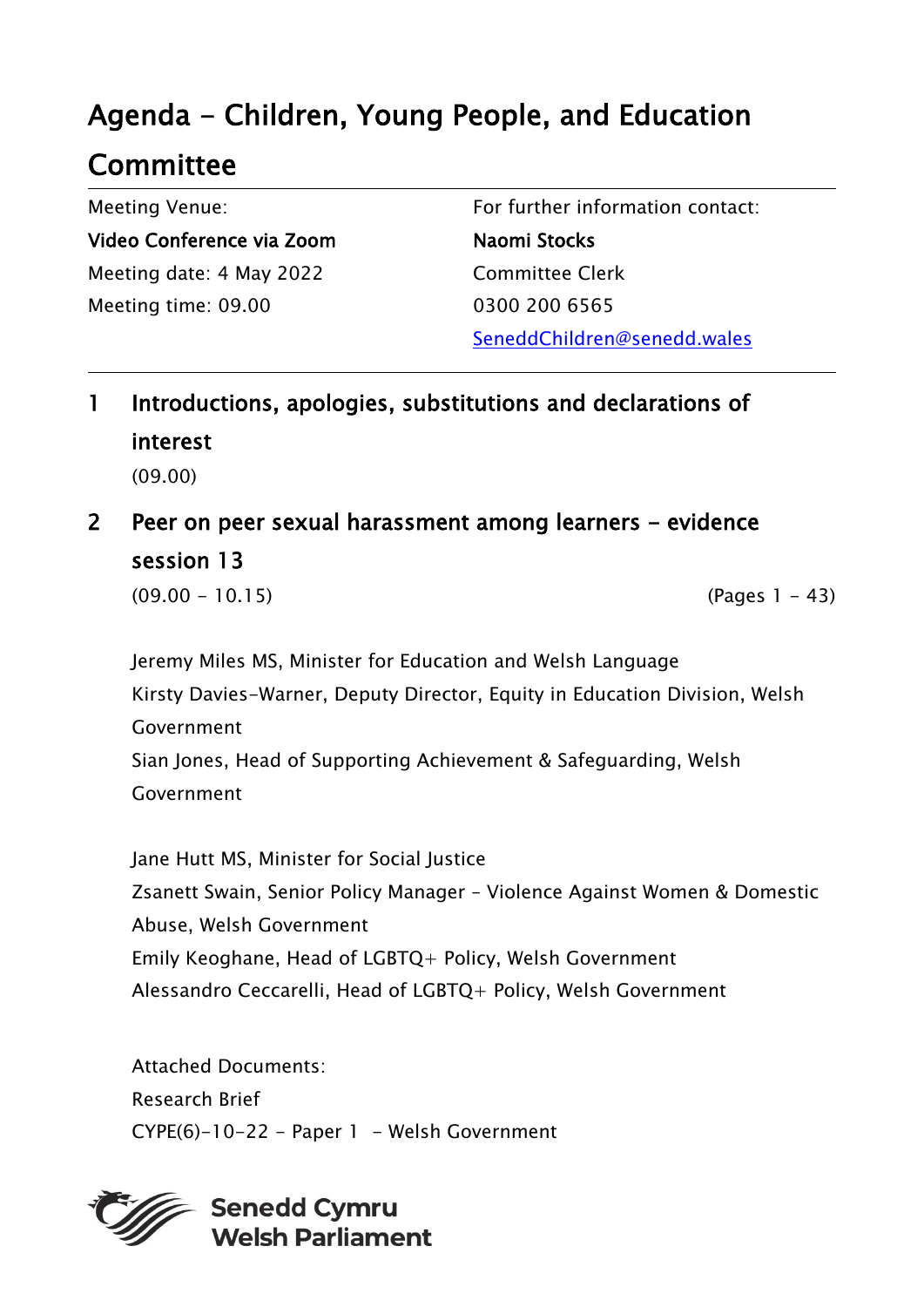# Agenda - Children, Young People, and Education Committee

| Meeting Venue: | For further information contact: |
| --- | --- |
| **Video Conference via Zoom** | **Naomi Stocks** |
| Meeting date: 4 May 2022 | Committee Clerk |
| Meeting time: 09.00 | 0300 200 6565 |
| | SeneddChildren@senedd.wales |

## 1 Introductions, apologies, substitutions and declarations of interest

(09.00)

## 2 Peer on peer sexual harassment among learners - evidence session 13

(09.00 - 10.15) (Pages 1 - 43)

Jeremy Miles MS, Minister for Education and Welsh Language
Kirsty Davies-Warner, Deputy Director, Equity in Education Division, Welsh Government
Sian Jones, Head of Supporting Achievement & Safeguarding, Welsh Government

Jane Hutt MS, Minister for Social Justice
Zsanett Swain, Senior Policy Manager - Violence Against Women & Domestic Abuse, Welsh Government
Emily Keoghane, Head of LGBTQ+ Policy, Welsh Government
Alessandro Ceccarelli, Head of LGBTQ+ Policy, Welsh Government

Attached Documents:
Research Brief
CYPE(6)-10-22 - Paper 1 - Welsh Government

Senedd Cymru
Welsh Parliament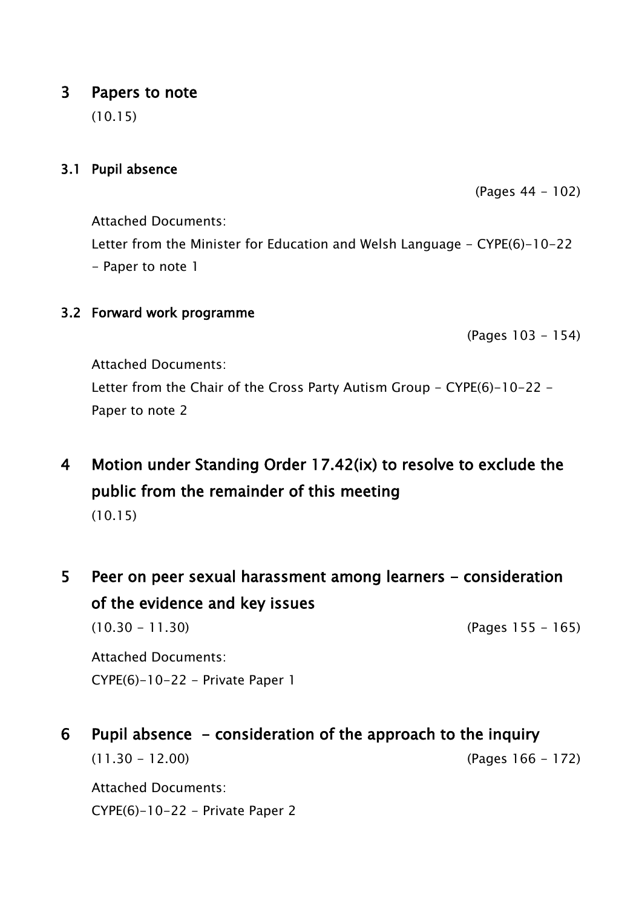## 3 Papers to note

(10.15)

### 3.1 Pupil absence

(Pages 44 - 102)

Attached Documents:

Letter from the Minister for Education and Welsh Language - CYPE(6)-10-22 - Paper to note 1

### 3.2 Forward work programme

(Pages 103 - 154)

Attached Documents:

Letter from the Chair of the Cross Party Autism Group - CYPE(6)-10-22 - Paper to note 2

## 4 Motion under Standing Order 17.42(ix) to resolve to exclude the public from the remainder of this meeting

(10.15)

## 5 Peer on peer sexual harassment among learners - consideration of the evidence and key issues

(10.30 - 11.30) (Pages 155 - 165)

Attached Documents:

CYPE(6)-10-22 - Private Paper 1

## 6 Pupil absence - consideration of the approach to the inquiry

(11.30 - 12.00) (Pages 166 - 172)

Attached Documents:

CYPE(6)-10-22 - Private Paper 2